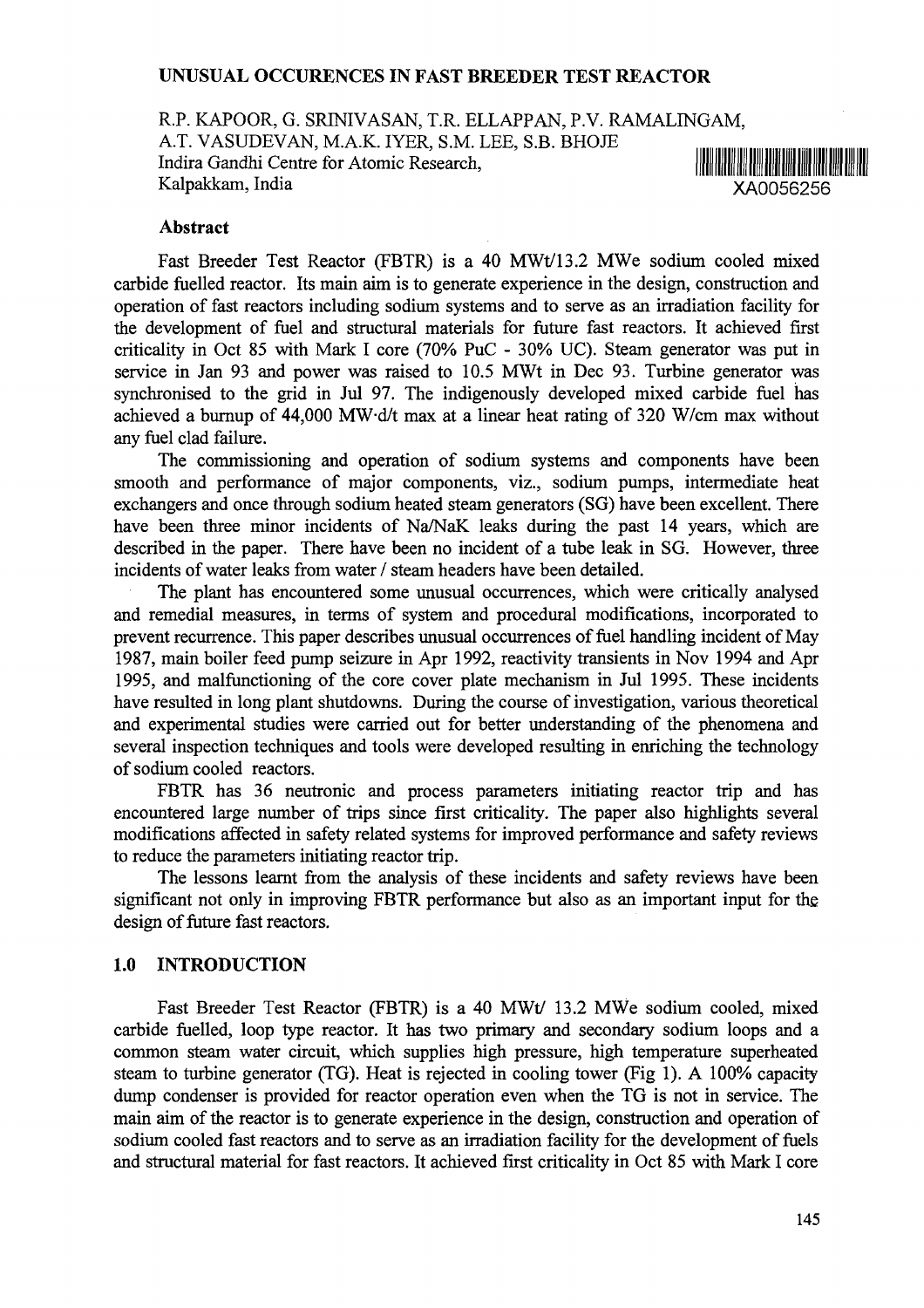# UNUSUAL OCCURENCES IN FAST BREEDER TEST REACTOR

R.P. KAPOOR, G. SRINIVASAN, T.R. ELLAPPAN, P.V. RAMALINGAM, A.T. VASUDEVAN, M.A.K. IYER, S.M. LEE, S.B. BHOJE
Indira Gandhi Centre for Atomic Research,
Kalpakkam, India

XA0056256

## Abstract

Fast Breeder Test Reactor (FBTR) is a 40 MWt/13.2 MWe sodium cooled mixed carbide fuelled reactor. Its main aim is to generate experience in the design, construction and operation of fast reactors including sodium systems and to serve as an irradiation facility for the development of fuel and structural materials for future fast reactors. It achieved first criticality in Oct 85 with Mark I core (70% PuC - 30% UC). Steam generator was put in service in Jan 93 and power was raised to 10.5 MWt in Dec 93. Turbine generator was synchronised to the grid in Jul 97. The indigenously developed mixed carbide fuel has achieved a burnup of 44,000 MW·d/t max at a linear heat rating of 320 W/cm max without any fuel clad failure.

The commissioning and operation of sodium systems and components have been smooth and performance of major components, viz., sodium pumps, intermediate heat exchangers and once through sodium heated steam generators (SG) have been excellent. There have been three minor incidents of Na/NaK leaks during the past 14 years, which are described in the paper. There have been no incident of a tube leak in SG. However, three incidents of water leaks from water / steam headers have been detailed.

The plant has encountered some unusual occurrences, which were critically analysed and remedial measures, in terms of system and procedural modifications, incorporated to prevent recurrence. This paper describes unusual occurrences of fuel handling incident of May 1987, main boiler feed pump seizure in Apr 1992, reactivity transients in Nov 1994 and Apr 1995, and malfunctioning of the core cover plate mechanism in Jul 1995. These incidents have resulted in long plant shutdowns. During the course of investigation, various theoretical and experimental studies were carried out for better understanding of the phenomena and several inspection techniques and tools were developed resulting in enriching the technology of sodium cooled reactors.

FBTR has 36 neutronic and process parameters initiating reactor trip and has encountered large number of trips since first criticality. The paper also highlights several modifications affected in safety related systems for improved performance and safety reviews to reduce the parameters initiating reactor trip.

The lessons learnt from the analysis of these incidents and safety reviews have been significant not only in improving FBTR performance but also as an important input for the design of future fast reactors.

## 1.0 INTRODUCTION

Fast Breeder Test Reactor (FBTR) is a 40 MWt/ 13.2 MWe sodium cooled, mixed carbide fuelled, loop type reactor. It has two primary and secondary sodium loops and a common steam water circuit, which supplies high pressure, high temperature superheated steam to turbine generator (TG). Heat is rejected in cooling tower (Fig 1). A 100% capacity dump condenser is provided for reactor operation even when the TG is not in service. The main aim of the reactor is to generate experience in the design, construction and operation of sodium cooled fast reactors and to serve as an irradiation facility for the development of fuels and structural material for fast reactors. It achieved first criticality in Oct 85 with Mark I core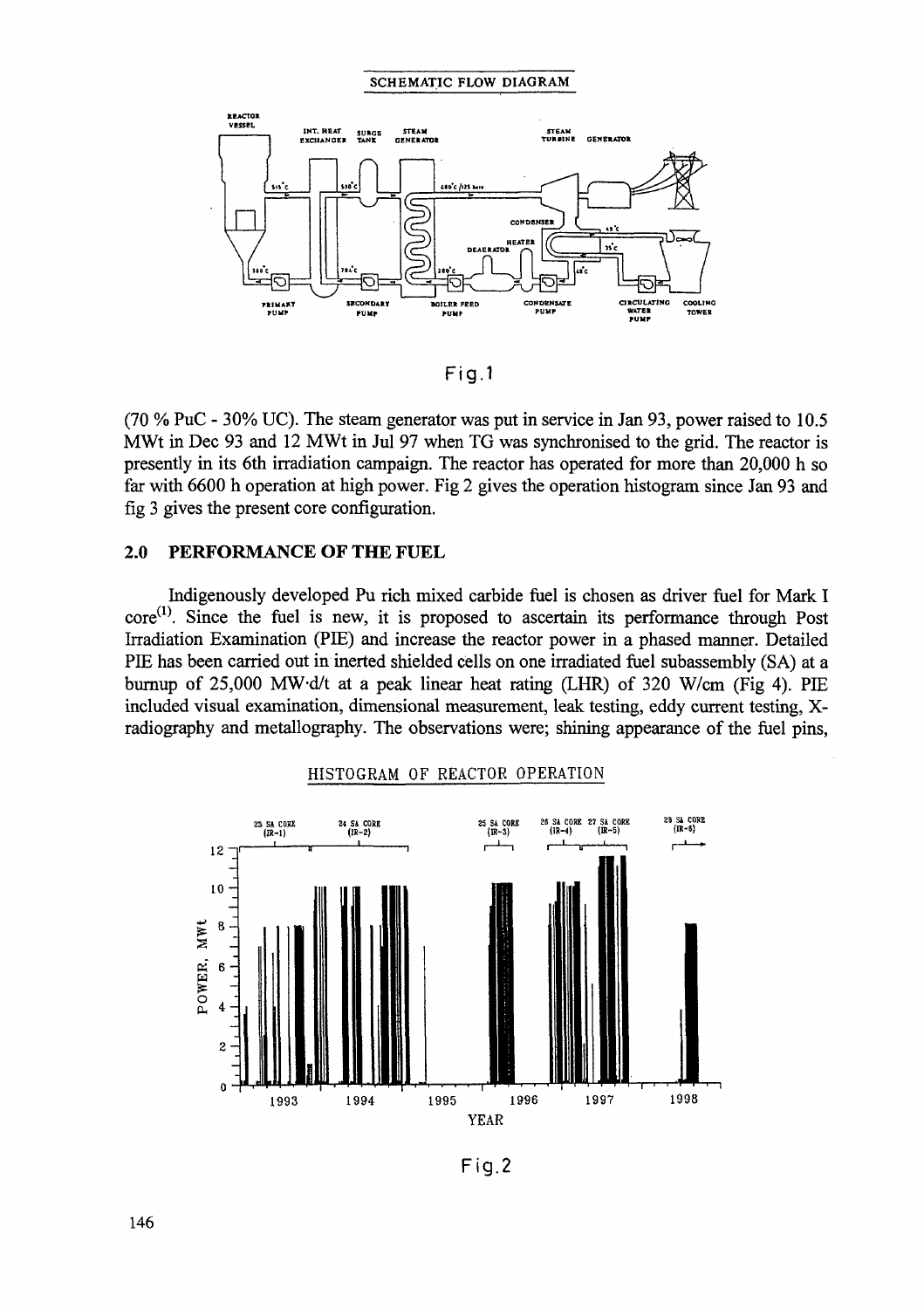SCHEMATIC FLOW DIAGRAM

Fig.1

(70 % PuC - 30% UC). The steam generator was put in service in Jan 93, power raised to 10.5 MWt in Dec 93 and 12 MWt in Jul 97 when TG was synchronised to the grid. The reactor is presently in its 6th irradiation campaign. The reactor has operated for more than 20,000 h so far with 6600 h operation at high power. Fig 2 gives the operation histogram since Jan 93 and fig 3 gives the present core configuration.

## 2.0 PERFORMANCE OF THE FUEL

Indigenously developed Pu rich mixed carbide fuel is chosen as driver fuel for Mark I core[1]. Since the fuel is new, it is proposed to ascertain its performance through Post Irradiation Examination (PIE) and increase the reactor power in a phased manner. Detailed PIE has been carried out in inerted shielded cells on one irradiated fuel subassembly (SA) at a burnup of 25,000 MW·d/t at a peak linear heat rating (LHR) of 320 W/cm (Fig 4). PIE included visual examination, dimensional measurement, leak testing, eddy current testing, X-radiography and metallography. The observations were; shining appearance of the fuel pins,

HISTOGRAM OF REACTOR OPERATION

Fig.2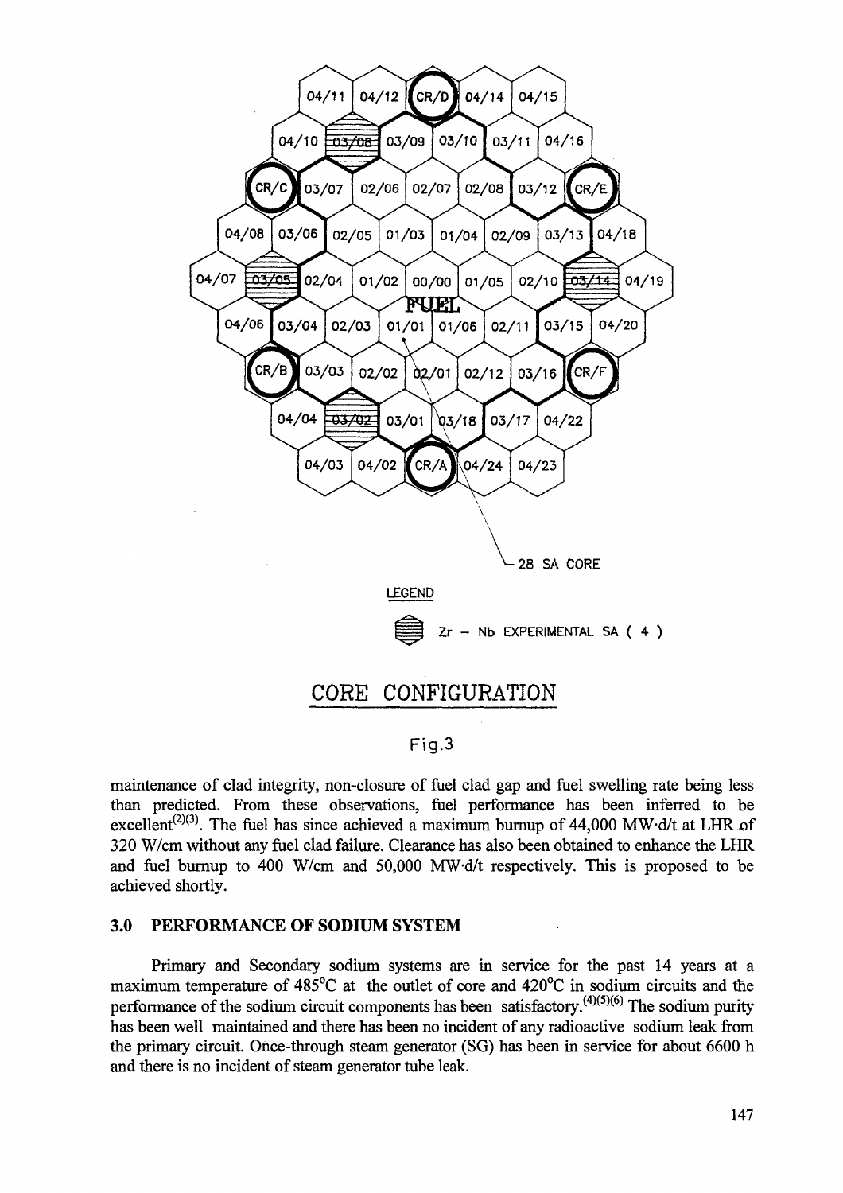CORE CONFIGURATION

Fig.3

maintenance of clad integrity, non-closure of fuel clad gap and fuel swelling rate being less than predicted. From these observations, fuel performance has been inferred to be excellent[2][3]. The fuel has since achieved a maximum burnup of 44,000 MW·d/t at LHR of 320 W/cm without any fuel clad failure. Clearance has also been obtained to enhance the LHR and fuel burnup to 400 W/cm and 50,000 MW·d/t respectively. This is proposed to be achieved shortly.

## 3.0 PERFORMANCE OF SODIUM SYSTEM

Primary and Secondary sodium systems are in service for the past 14 years at a maximum temperature of 485°C at the outlet of core and 420°C in sodium circuits and the performance of the sodium circuit components has been satisfactory.[4][5][6] The sodium purity has been well maintained and there has been no incident of any radioactive sodium leak from the primary circuit. Once-through steam generator (SG) has been in service for about 6600 h and there is no incident of steam generator tube leak.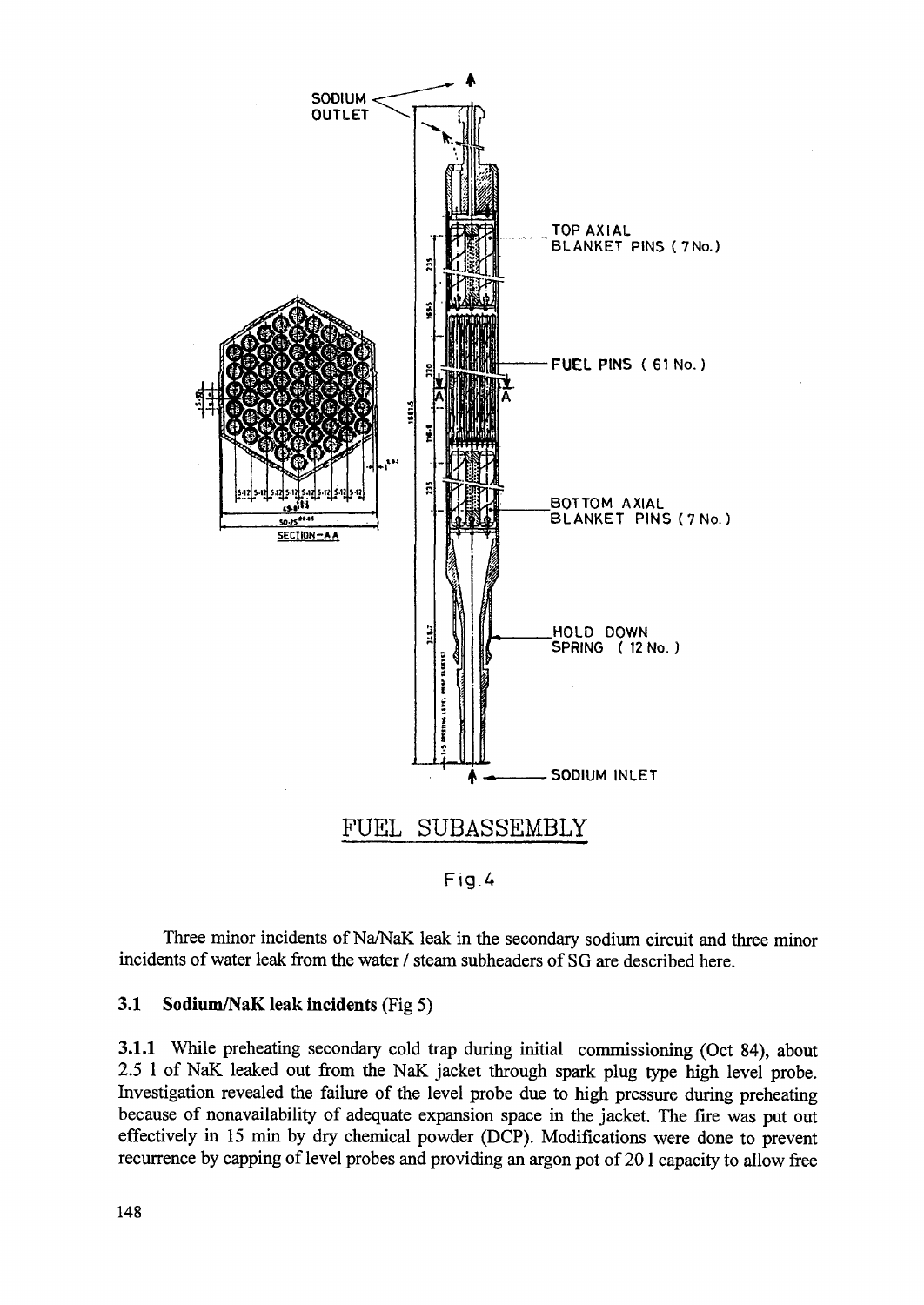FUEL SUBASSEMBLY

Fig.4

Three minor incidents of Na/NaK leak in the secondary sodium circuit and three minor incidents of water leak from the water / steam subheaders of SG are described here.

### 3.1 Sodium/NaK leak incidents (Fig 5)

**3.1.1** While preheating secondary cold trap during initial commissioning (Oct 84), about 2.5 l of NaK leaked out from the NaK jacket through spark plug type high level probe. Investigation revealed the failure of the level probe due to high pressure during preheating because of nonavailability of adequate expansion space in the jacket. The fire was put out effectively in 15 min by dry chemical powder (DCP). Modifications were done to prevent recurrence by capping of level probes and providing an argon pot of 20 l capacity to allow free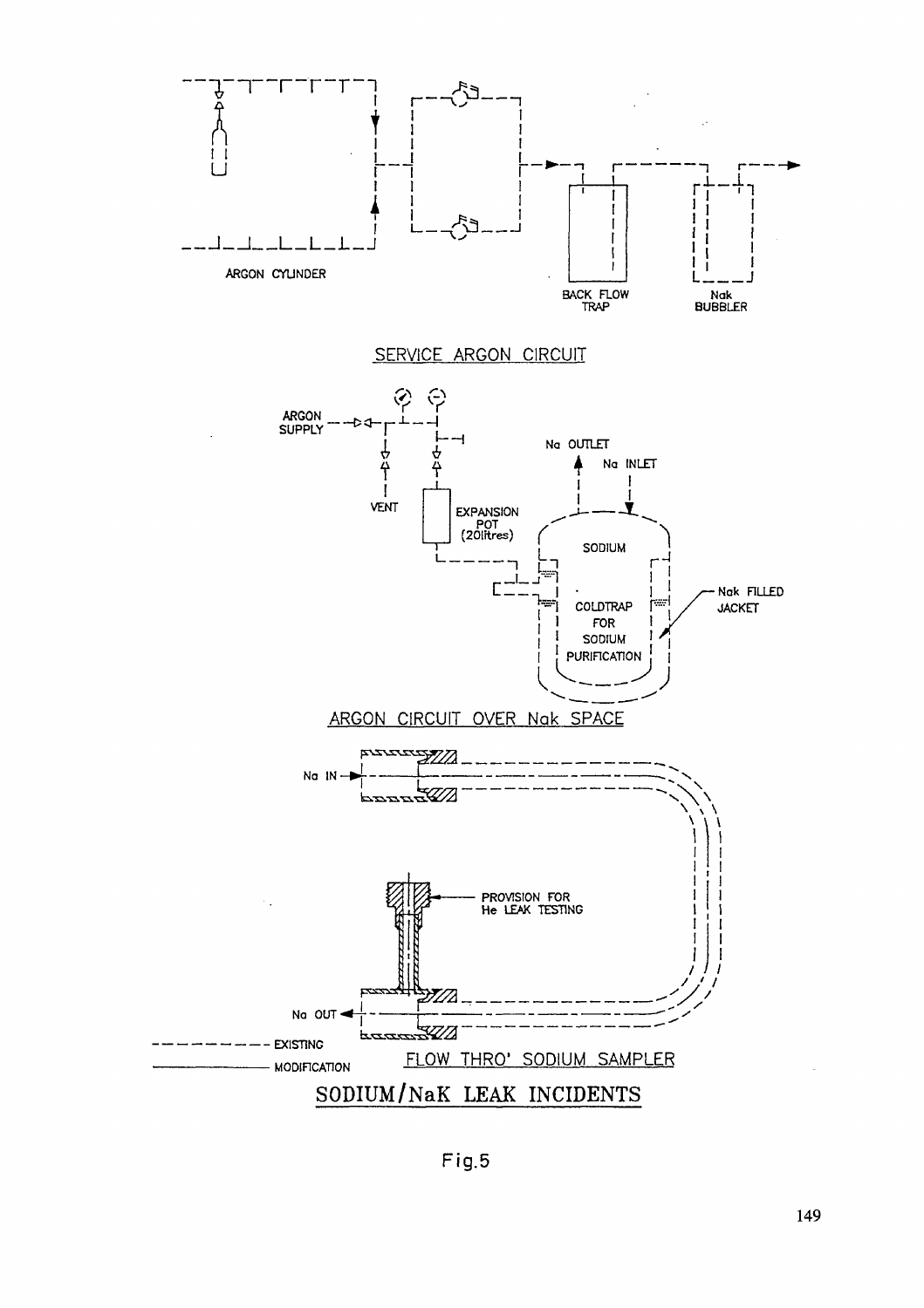SERVICE ARGON CIRCUIT

ARGON CYLINDER

BACK FLOW TRAP

Nak BUBBLER

ARGON CIRCUIT OVER Nak SPACE

ARGON SUPPLY

VENT

EXPANSION POT (20litres)

Na OUTLET

Na INLET

SODIUM

COLDTRAP FOR SODIUM PURIFICATION

Nak FILLED JACKET

FLOW THRO' SODIUM SAMPLER

Na IN

Na OUT

PROVISION FOR He LEAK TESTING

- - - - - - - - EXISTING

———————— MODIFICATION

## SODIUM/NaK LEAK INCIDENTS

Fig.5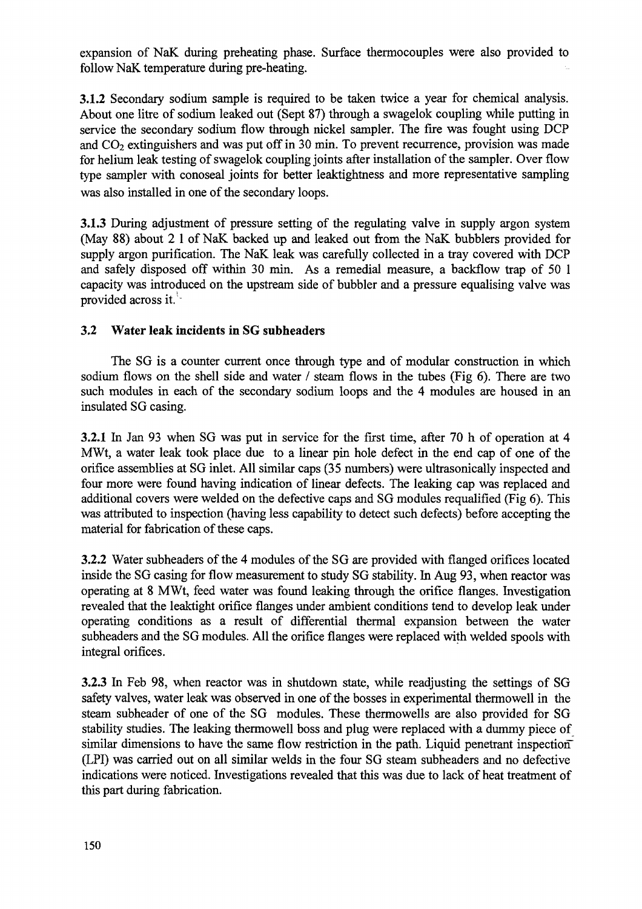expansion of NaK during preheating phase. Surface thermocouples were also provided to follow NaK temperature during pre-heating.

**3.1.2** Secondary sodium sample is required to be taken twice a year for chemical analysis. About one litre of sodium leaked out (Sept 87) through a swagelok coupling while putting in service the secondary sodium flow through nickel sampler. The fire was fought using DCP and $CO_2$ extinguishers and was put off in 30 min. To prevent recurrence, provision was made for helium leak testing of swagelok coupling joints after installation of the sampler. Over flow type sampler with conoseal joints for better leaktightness and more representative sampling was also installed in one of the secondary loops.

**3.1.3** During adjustment of pressure setting of the regulating valve in supply argon system (May 88) about 2 l of NaK backed up and leaked out from the NaK bubblers provided for supply argon purification. The NaK leak was carefully collected in a tray covered with DCP and safely disposed off within 30 min. As a remedial measure, a backflow trap of 50 l capacity was introduced on the upstream side of bubbler and a pressure equalising valve was provided across it.

### 3.2 Water leak incidents in SG subheaders

The SG is a counter current once through type and of modular construction in which sodium flows on the shell side and water / steam flows in the tubes (Fig 6). There are two such modules in each of the secondary sodium loops and the 4 modules are housed in an insulated SG casing.

**3.2.1** In Jan 93 when SG was put in service for the first time, after 70 h of operation at 4 MWt, a water leak took place due to a linear pin hole defect in the end cap of one of the orifice assemblies at SG inlet. All similar caps (35 numbers) were ultrasonically inspected and four more were found having indication of linear defects. The leaking cap was replaced and additional covers were welded on the defective caps and SG modules requalified (Fig 6). This was attributed to inspection (having less capability to detect such defects) before accepting the material for fabrication of these caps.

**3.2.2** Water subheaders of the 4 modules of the SG are provided with flanged orifices located inside the SG casing for flow measurement to study SG stability. In Aug 93, when reactor was operating at 8 MWt, feed water was found leaking through the orifice flanges. Investigation revealed that the leaktight orifice flanges under ambient conditions tend to develop leak under operating conditions as a result of differential thermal expansion between the water subheaders and the SG modules. All the orifice flanges were replaced with welded spools with integral orifices.

**3.2.3** In Feb 98, when reactor was in shutdown state, while readjusting the settings of SG safety valves, water leak was observed in one of the bosses in experimental thermowell in the steam subheader of one of the SG modules. These thermowells are also provided for SG stability studies. The leaking thermowell boss and plug were replaced with a dummy piece of similar dimensions to have the same flow restriction in the path. Liquid penetrant inspection (LPI) was carried out on all similar welds in the four SG steam subheaders and no defective indications were noticed. Investigations revealed that this was due to lack of heat treatment of this part during fabrication.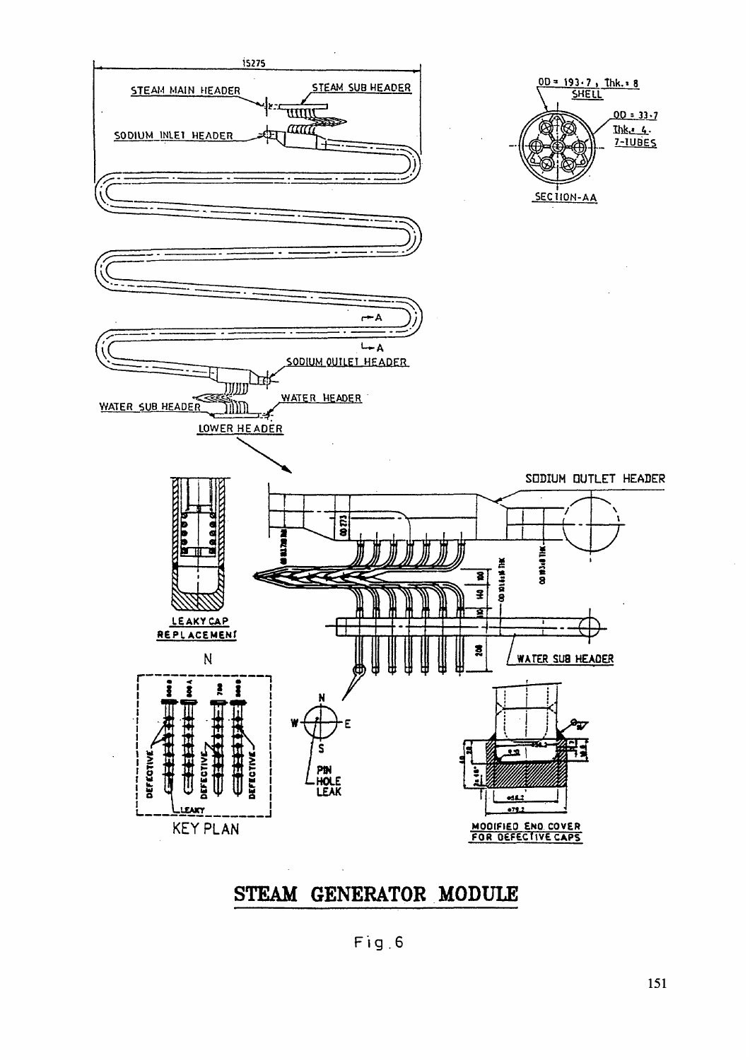STEAM GENERATOR MODULE

Fig.6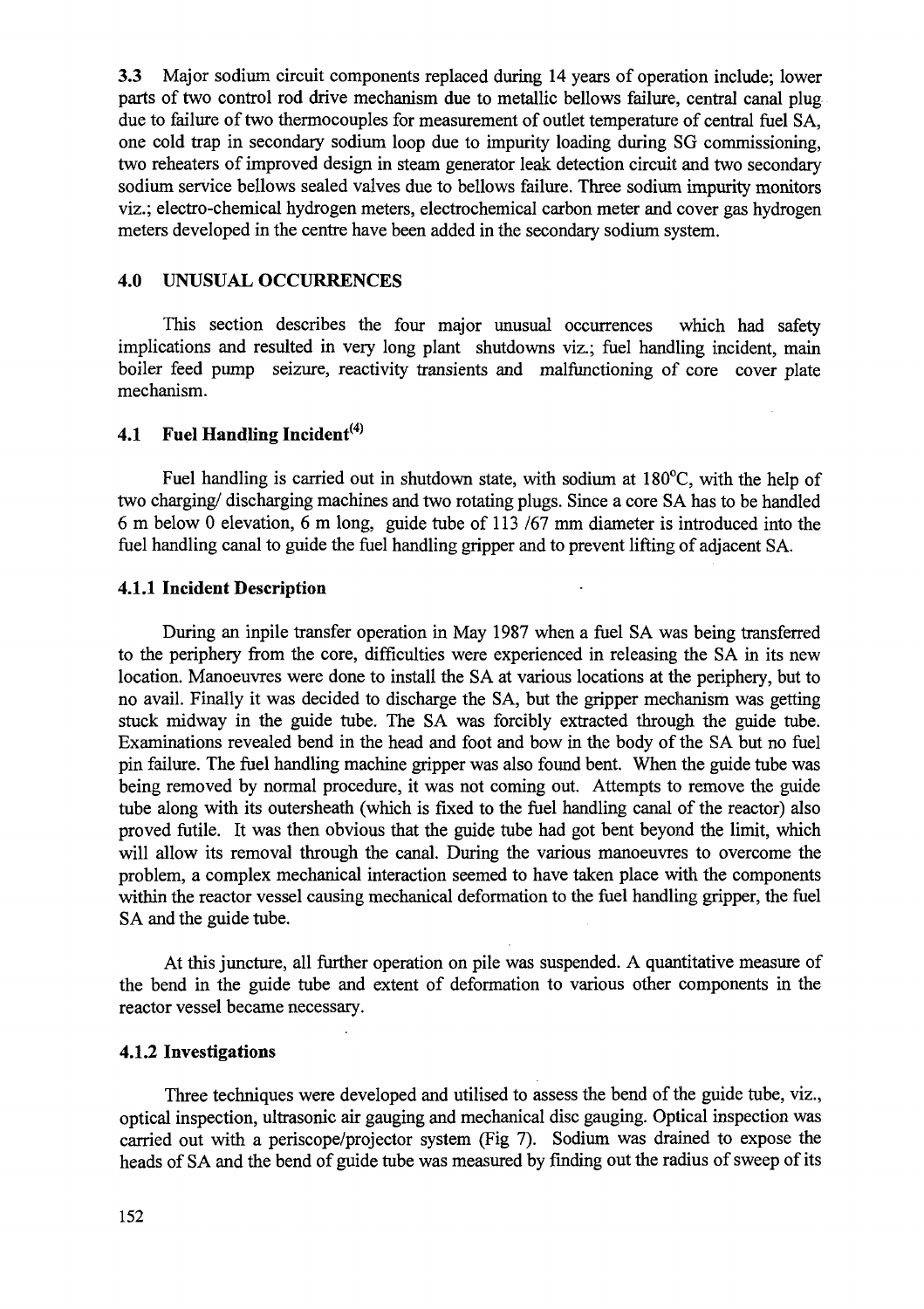**3.3** Major sodium circuit components replaced during 14 years of operation include; lower parts of two control rod drive mechanism due to metallic bellows failure, central canal plug due to failure of two thermocouples for measurement of outlet temperature of central fuel SA, one cold trap in secondary sodium loop due to impurity loading during SG commissioning, two reheaters of improved design in steam generator leak detection circuit and two secondary sodium service bellows sealed valves due to bellows failure. Three sodium impurity monitors viz.; electro-chemical hydrogen meters, electrochemical carbon meter and cover gas hydrogen meters developed in the centre have been added in the secondary sodium system.

## 4.0 UNUSUAL OCCURRENCES

This section describes the four major unusual occurrences which had safety implications and resulted in very long plant shutdowns viz.; fuel handling incident, main boiler feed pump seizure, reactivity transients and malfunctioning of core cover plate mechanism.

### 4.1 Fuel Handling Incident[4]

Fuel handling is carried out in shutdown state, with sodium at 180°C, with the help of two charging/ discharging machines and two rotating plugs. Since a core SA has to be handled 6 m below 0 elevation, 6 m long, guide tube of 113 /67 mm diameter is introduced into the fuel handling canal to guide the fuel handling gripper and to prevent lifting of adjacent SA.

#### 4.1.1 Incident Description

During an inpile transfer operation in May 1987 when a fuel SA was being transferred to the periphery from the core, difficulties were experienced in releasing the SA in its new location. Manoeuvres were done to install the SA at various locations at the periphery, but to no avail. Finally it was decided to discharge the SA, but the gripper mechanism was getting stuck midway in the guide tube. The SA was forcibly extracted through the guide tube. Examinations revealed bend in the head and foot and bow in the body of the SA but no fuel pin failure. The fuel handling machine gripper was also found bent. When the guide tube was being removed by normal procedure, it was not coming out. Attempts to remove the guide tube along with its outersheath (which is fixed to the fuel handling canal of the reactor) also proved futile. It was then obvious that the guide tube had got bent beyond the limit, which will allow its removal through the canal. During the various manoeuvres to overcome the problem, a complex mechanical interaction seemed to have taken place with the components within the reactor vessel causing mechanical deformation to the fuel handling gripper, the fuel SA and the guide tube.

At this juncture, all further operation on pile was suspended. A quantitative measure of the bend in the guide tube and extent of deformation to various other components in the reactor vessel became necessary.

#### 4.1.2 Investigations

Three techniques were developed and utilised to assess the bend of the guide tube, viz., optical inspection, ultrasonic air gauging and mechanical disc gauging. Optical inspection was carried out with a periscope/projector system (Fig 7). Sodium was drained to expose the heads of SA and the bend of guide tube was measured by finding out the radius of sweep of its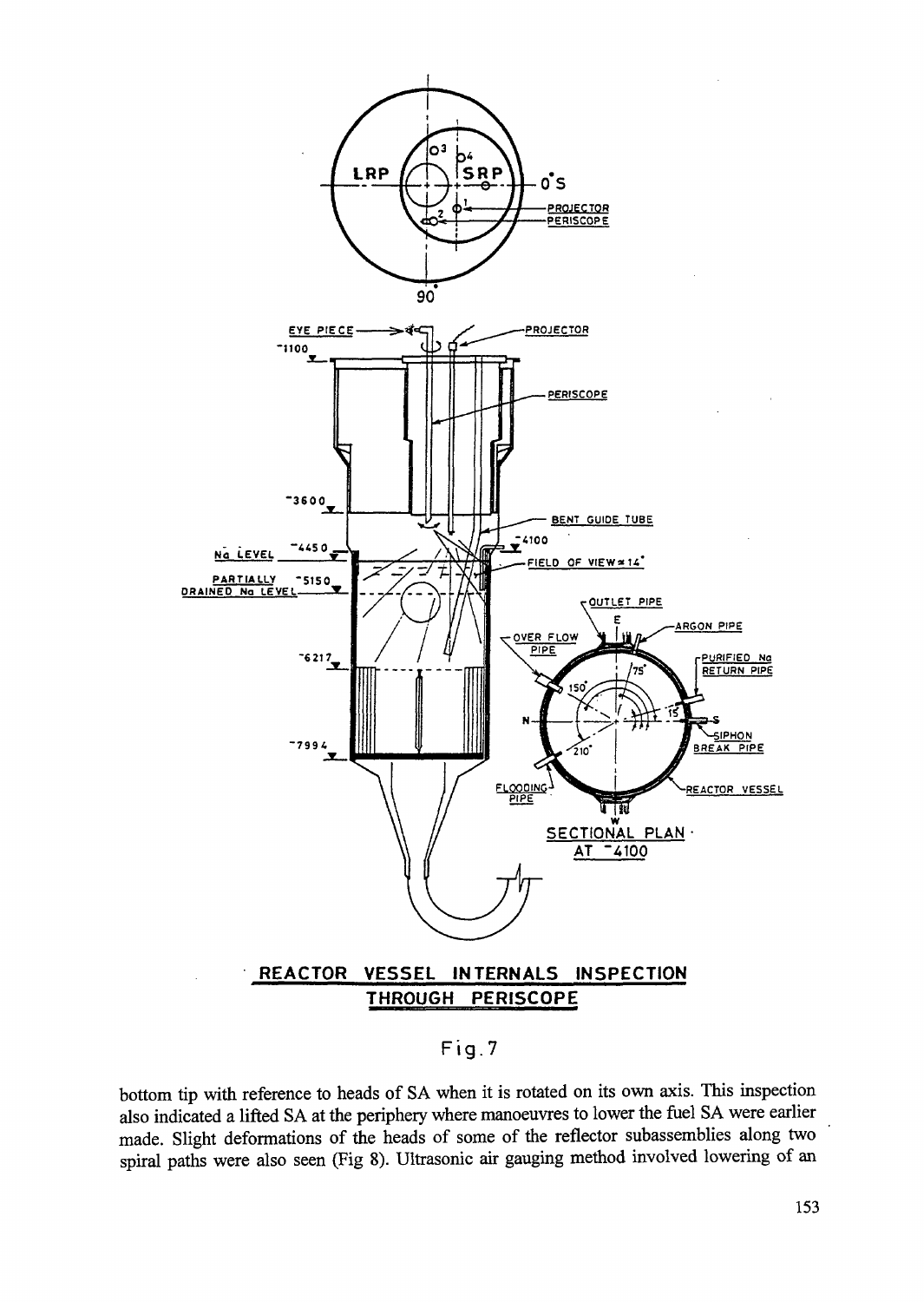**REACTOR VESSEL INTERNALS INSPECTION THROUGH PERISCOPE**

Fig.7

bottom tip with reference to heads of SA when it is rotated on its own axis. This inspection also indicated a lifted SA at the periphery where manoeuvres to lower the fuel SA were earlier made. Slight deformations of the heads of some of the reflector subassemblies along two spiral paths were also seen (Fig 8). Ultrasonic air gauging method involved lowering of an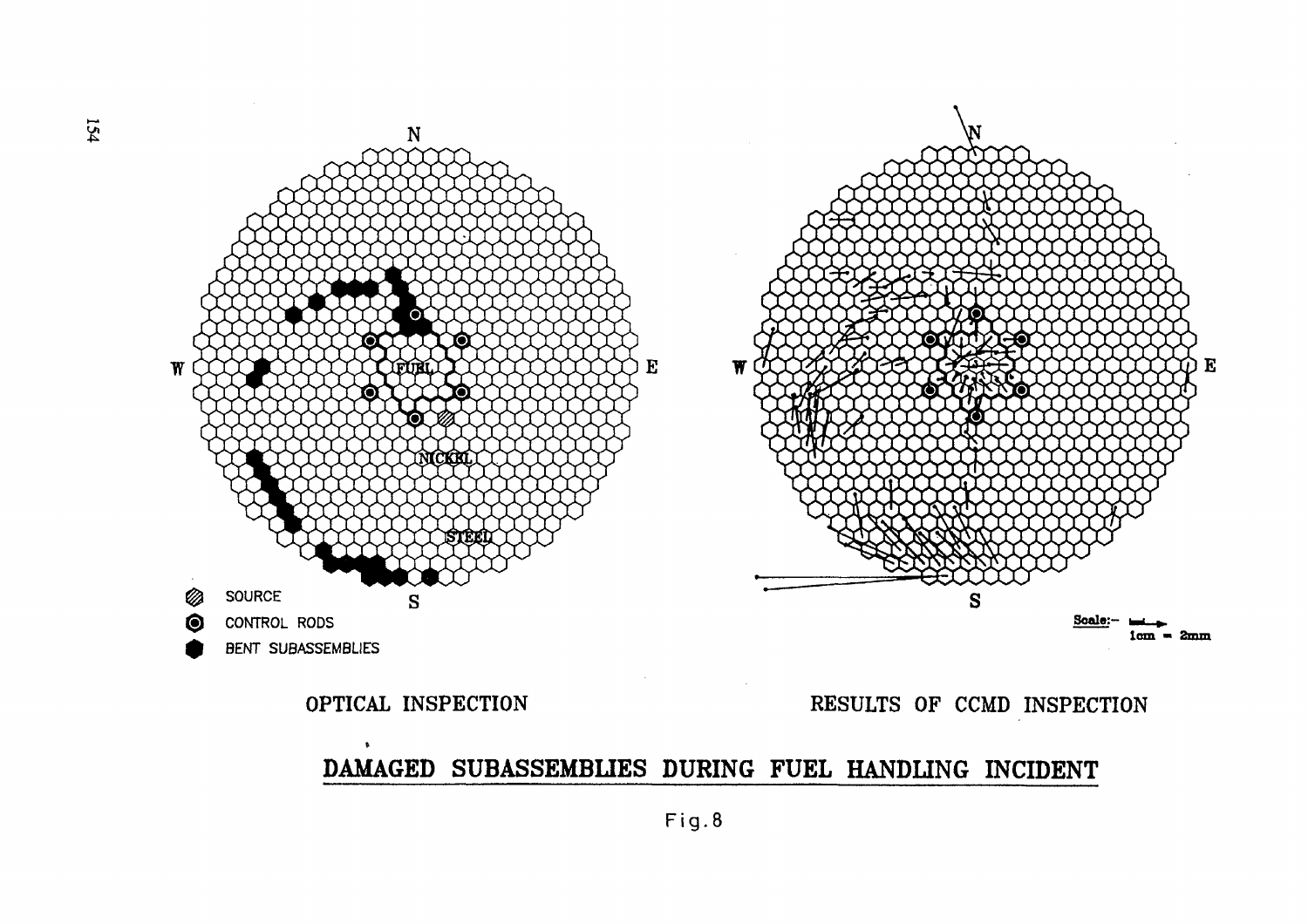OPTICAL INSPECTION

RESULTS OF CCMD INSPECTION

**DAMAGED SUBASSEMBLIES DURING FUEL HANDLING INCIDENT**

Fig.8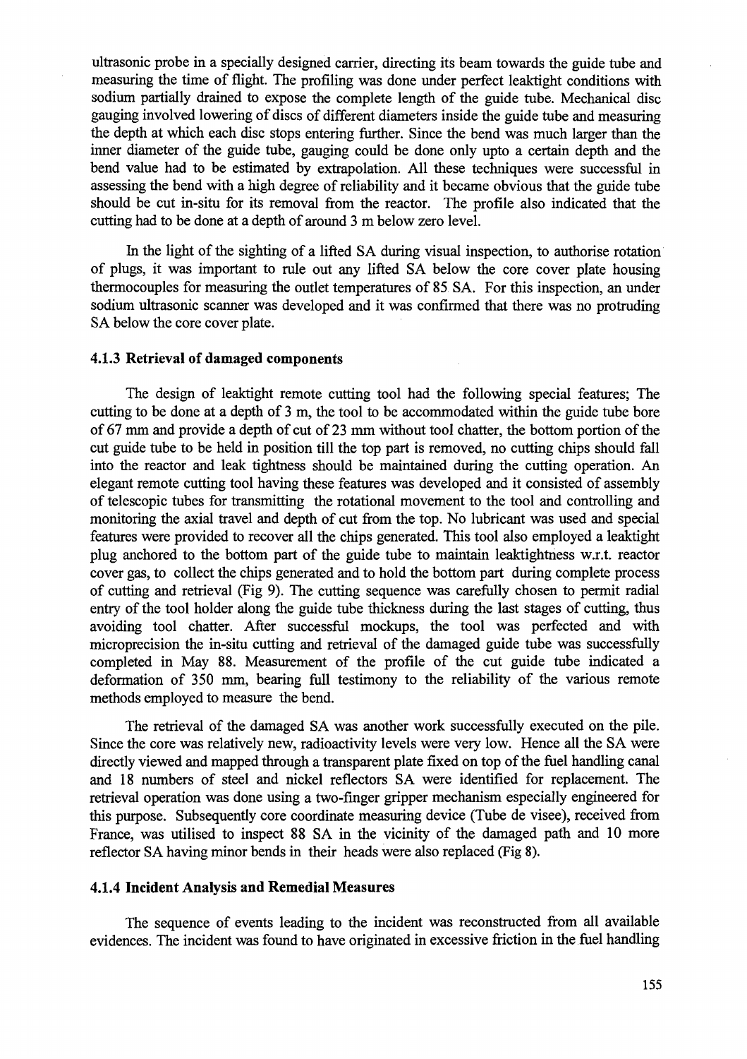ultrasonic probe in a specially designed carrier, directing its beam towards the guide tube and measuring the time of flight. The profiling was done under perfect leaktight conditions with sodium partially drained to expose the complete length of the guide tube. Mechanical disc gauging involved lowering of discs of different diameters inside the guide tube and measuring the depth at which each disc stops entering further. Since the bend was much larger than the inner diameter of the guide tube, gauging could be done only upto a certain depth and the bend value had to be estimated by extrapolation. All these techniques were successful in assessing the bend with a high degree of reliability and it became obvious that the guide tube should be cut in-situ for its removal from the reactor. The profile also indicated that the cutting had to be done at a depth of around 3 m below zero level.

In the light of the sighting of a lifted SA during visual inspection, to authorise rotation of plugs, it was important to rule out any lifted SA below the core cover plate housing thermocouples for measuring the outlet temperatures of 85 SA. For this inspection, an under sodium ultrasonic scanner was developed and it was confirmed that there was no protruding SA below the core cover plate.

### 4.1.3 Retrieval of damaged components

The design of leaktight remote cutting tool had the following special features; The cutting to be done at a depth of 3 m, the tool to be accommodated within the guide tube bore of 67 mm and provide a depth of cut of 23 mm without tool chatter, the bottom portion of the cut guide tube to be held in position till the top part is removed, no cutting chips should fall into the reactor and leak tightness should be maintained during the cutting operation. An elegant remote cutting tool having these features was developed and it consisted of assembly of telescopic tubes for transmitting the rotational movement to the tool and controlling and monitoring the axial travel and depth of cut from the top. No lubricant was used and special features were provided to recover all the chips generated. This tool also employed a leaktight plug anchored to the bottom part of the guide tube to maintain leaktightness w.r.t. reactor cover gas, to collect the chips generated and to hold the bottom part during complete process of cutting and retrieval (Fig 9). The cutting sequence was carefully chosen to permit radial entry of the tool holder along the guide tube thickness during the last stages of cutting, thus avoiding tool chatter. After successful mockups, the tool was perfected and with microprecision the in-situ cutting and retrieval of the damaged guide tube was successfully completed in May 88. Measurement of the profile of the cut guide tube indicated a deformation of 350 mm, bearing full testimony to the reliability of the various remote methods employed to measure the bend.

The retrieval of the damaged SA was another work successfully executed on the pile. Since the core was relatively new, radioactivity levels were very low. Hence all the SA were directly viewed and mapped through a transparent plate fixed on top of the fuel handling canal and 18 numbers of steel and nickel reflectors SA were identified for replacement. The retrieval operation was done using a two-finger gripper mechanism especially engineered for this purpose. Subsequently core coordinate measuring device (Tube de visee), received from France, was utilised to inspect 88 SA in the vicinity of the damaged path and 10 more reflector SA having minor bends in their heads were also replaced (Fig 8).

### 4.1.4 Incident Analysis and Remedial Measures

The sequence of events leading to the incident was reconstructed from all available evidences. The incident was found to have originated in excessive friction in the fuel handling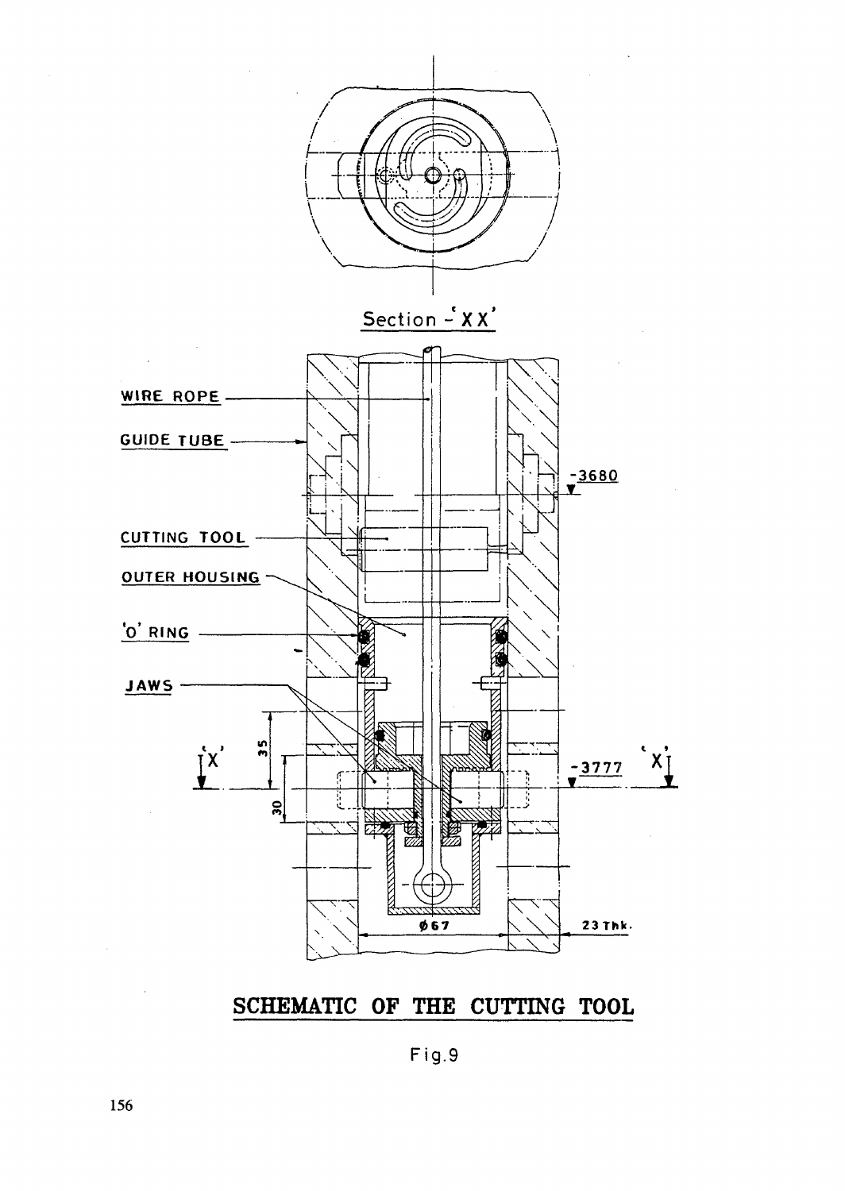Section - 'XX'

WIRE ROPE

GUIDE TUBE

CUTTING TOOL

OUTER HOUSING

'O' RING

JAWS

-3680

-3777

'X' 'X'

35

30

ϕ67

23 Thk.

**SCHEMATIC OF THE CUTTING TOOL**

Fig.9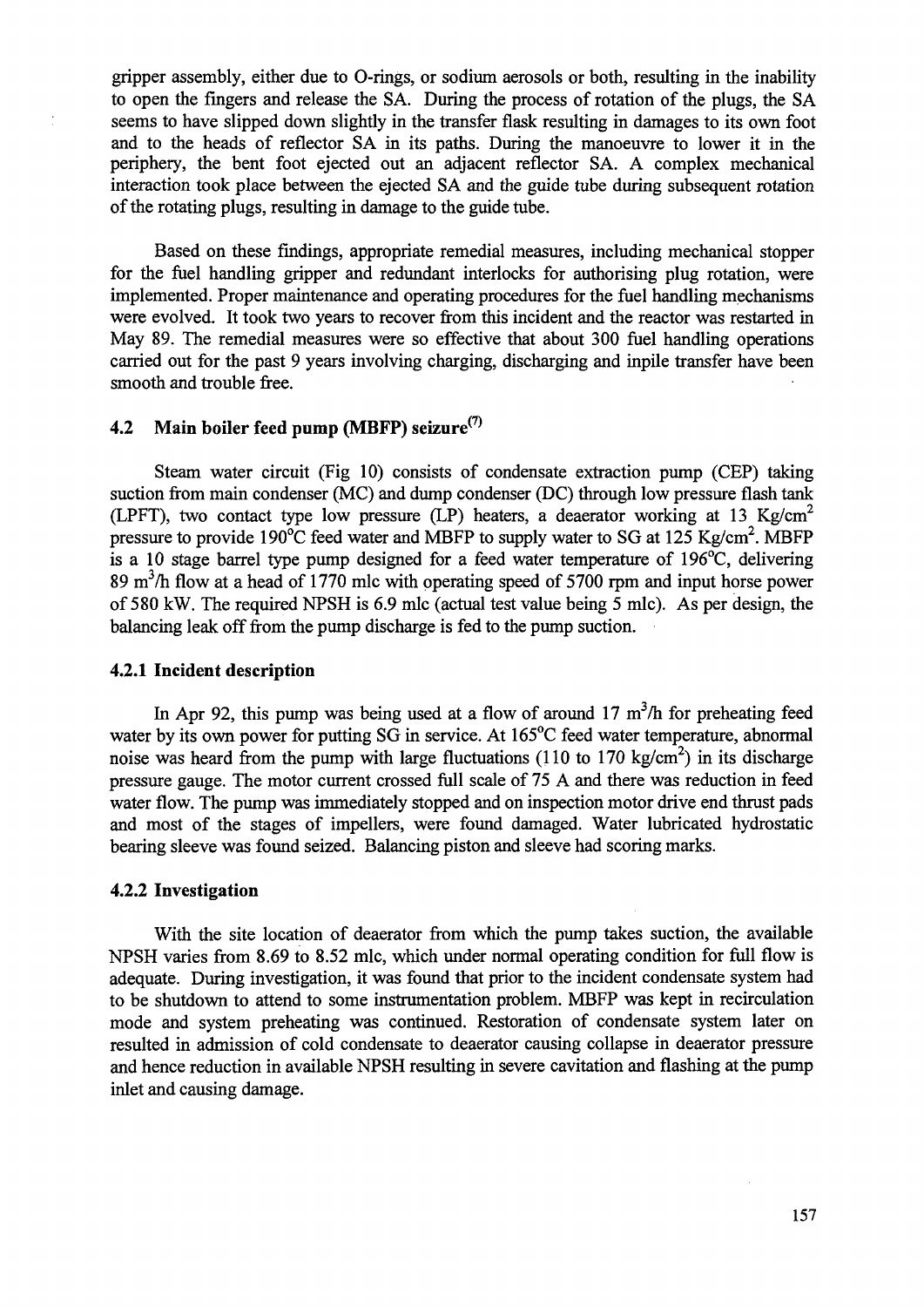gripper assembly, either due to O-rings, or sodium aerosols or both, resulting in the inability to open the fingers and release the SA. During the process of rotation of the plugs, the SA seems to have slipped down slightly in the transfer flask resulting in damages to its own foot and to the heads of reflector SA in its paths. During the manoeuvre to lower it in the periphery, the bent foot ejected out an adjacent reflector SA. A complex mechanical interaction took place between the ejected SA and the guide tube during subsequent rotation of the rotating plugs, resulting in damage to the guide tube.

Based on these findings, appropriate remedial measures, including mechanical stopper for the fuel handling gripper and redundant interlocks for authorising plug rotation, were implemented. Proper maintenance and operating procedures for the fuel handling mechanisms were evolved. It took two years to recover from this incident and the reactor was restarted in May 89. The remedial measures were so effective that about 300 fuel handling operations carried out for the past 9 years involving charging, discharging and inpile transfer have been smooth and trouble free.

## 4.2 Main boiler feed pump (MBFP) seizure[7]

Steam water circuit (Fig 10) consists of condensate extraction pump (CEP) taking suction from main condenser (MC) and dump condenser (DC) through low pressure flash tank (LPFT), two contact type low pressure (LP) heaters, a deaerator working at 13 $Kg/cm^2$ pressure to provide 190°C feed water and MBFP to supply water to SG at 125 $Kg/cm^2$. MBFP is a 10 stage barrel type pump designed for a feed water temperature of 196°C, delivering 89 $m^3/h$ flow at a head of 1770 mlc with operating speed of 5700 rpm and input horse power of 580 kW. The required NPSH is 6.9 mlc (actual test value being 5 mlc). As per design, the balancing leak off from the pump discharge is fed to the pump suction.

### 4.2.1 Incident description

In Apr 92, this pump was being used at a flow of around 17 $m^3/h$ for preheating feed water by its own power for putting SG in service. At 165°C feed water temperature, abnormal noise was heard from the pump with large fluctuations (110 to 170 $kg/cm^2$) in its discharge pressure gauge. The motor current crossed full scale of 75 A and there was reduction in feed water flow. The pump was immediately stopped and on inspection motor drive end thrust pads and most of the stages of impellers, were found damaged. Water lubricated hydrostatic bearing sleeve was found seized. Balancing piston and sleeve had scoring marks.

### 4.2.2 Investigation

With the site location of deaerator from which the pump takes suction, the available NPSH varies from 8.69 to 8.52 mlc, which under normal operating condition for full flow is adequate. During investigation, it was found that prior to the incident condensate system had to be shutdown to attend to some instrumentation problem. MBFP was kept in recirculation mode and system preheating was continued. Restoration of condensate system later on resulted in admission of cold condensate to deaerator causing collapse in deaerator pressure and hence reduction in available NPSH resulting in severe cavitation and flashing at the pump inlet and causing damage.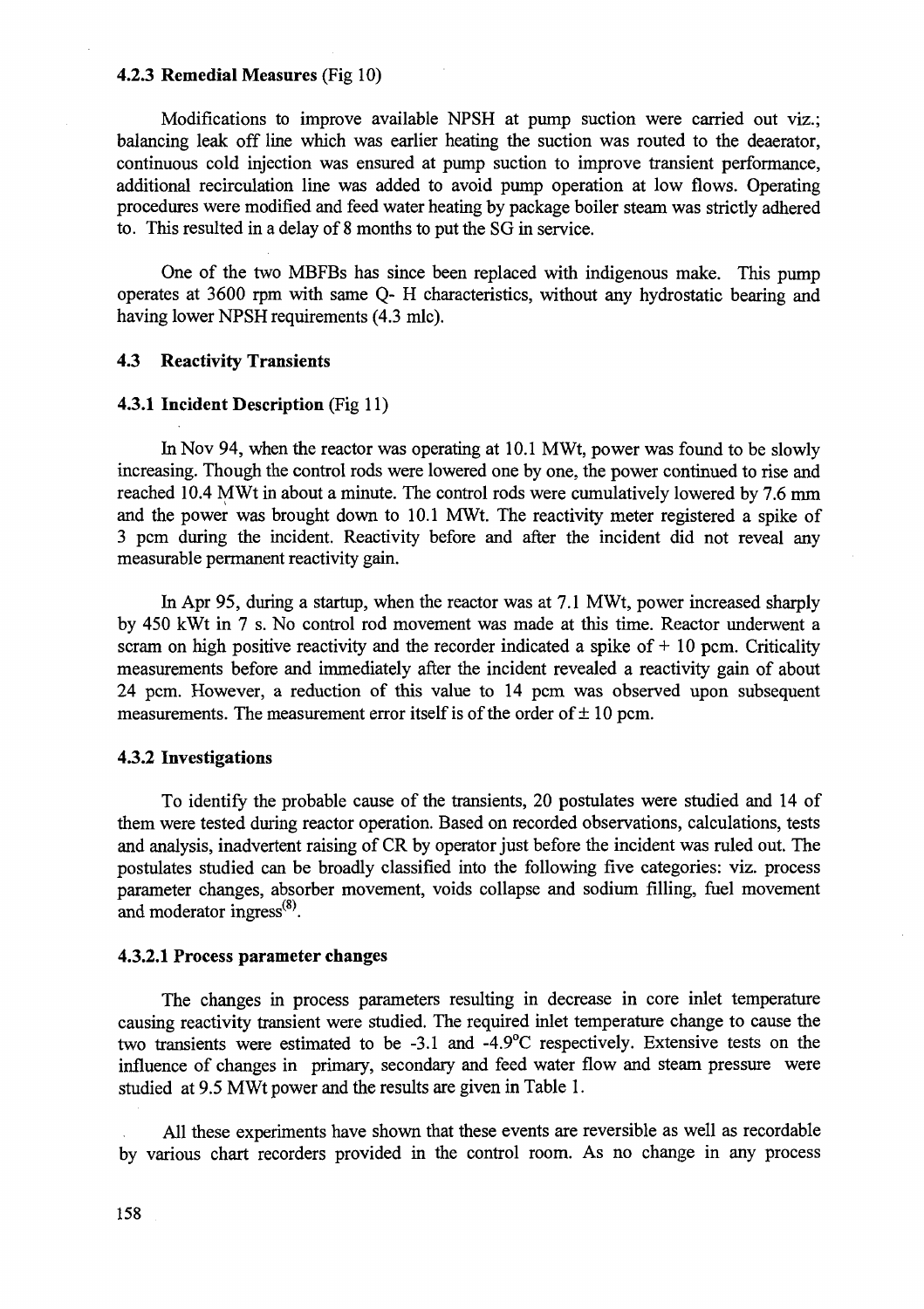#### 4.2.3 Remedial Measures (Fig 10)

Modifications to improve available NPSH at pump suction were carried out viz.; balancing leak off line which was earlier heating the suction was routed to the deaerator, continuous cold injection was ensured at pump suction to improve transient performance, additional recirculation line was added to avoid pump operation at low flows. Operating procedures were modified and feed water heating by package boiler steam was strictly adhered to. This resulted in a delay of 8 months to put the SG in service.

One of the two MBFBs has since been replaced with indigenous make. This pump operates at 3600 rpm with same Q- H characteristics, without any hydrostatic bearing and having lower NPSH requirements (4.3 mlc).

### 4.3 Reactivity Transients

#### 4.3.1 Incident Description (Fig 11)

In Nov 94, when the reactor was operating at 10.1 MWt, power was found to be slowly increasing. Though the control rods were lowered one by one, the power continued to rise and reached 10.4 MWt in about a minute. The control rods were cumulatively lowered by 7.6 mm and the power was brought down to 10.1 MWt. The reactivity meter registered a spike of 3 pcm during the incident. Reactivity before and after the incident did not reveal any measurable permanent reactivity gain.

In Apr 95, during a startup, when the reactor was at 7.1 MWt, power increased sharply by 450 kWt in 7 s. No control rod movement was made at this time. Reactor underwent a scram on high positive reactivity and the recorder indicated a spike of + 10 pcm. Criticality measurements before and immediately after the incident revealed a reactivity gain of about 24 pcm. However, a reduction of this value to 14 pcm was observed upon subsequent measurements. The measurement error itself is of the order of ± 10 pcm.

#### 4.3.2 Investigations

To identify the probable cause of the transients, 20 postulates were studied and 14 of them were tested during reactor operation. Based on recorded observations, calculations, tests and analysis, inadvertent raising of CR by operator just before the incident was ruled out. The postulates studied can be broadly classified into the following five categories: viz. process parameter changes, absorber movement, voids collapse and sodium filling, fuel movement and moderator ingress[8].

#### 4.3.2.1 Process parameter changes

The changes in process parameters resulting in decrease in core inlet temperature causing reactivity transient were studied. The required inlet temperature change to cause the two transients were estimated to be -3.1 and -4.9°C respectively. Extensive tests on the influence of changes in primary, secondary and feed water flow and steam pressure were studied at 9.5 MWt power and the results are given in Table 1.

All these experiments have shown that these events are reversible as well as recordable by various chart recorders provided in the control room. As no change in any process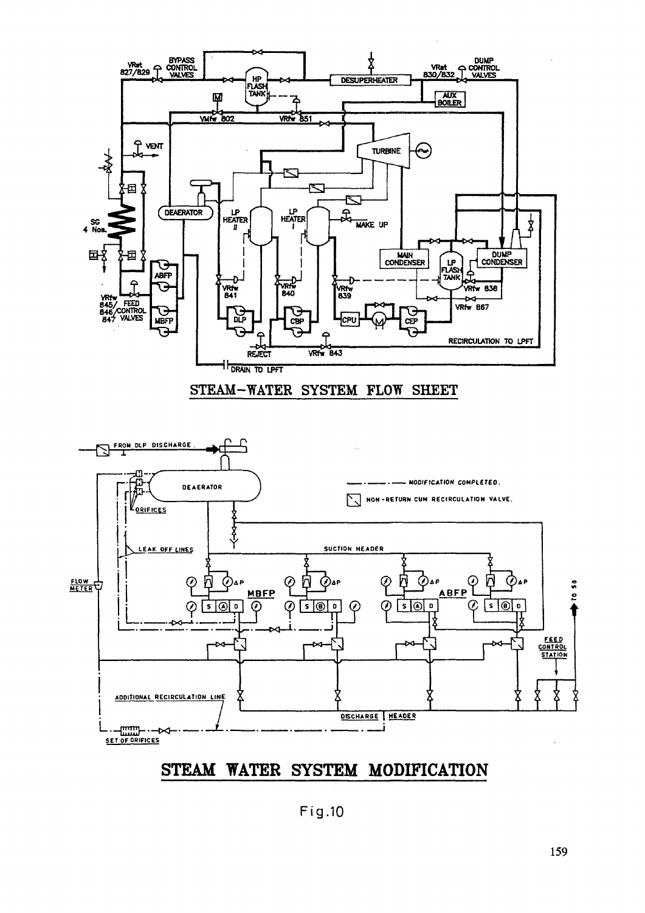STEAM-WATER SYSTEM FLOW SHEET

STEAM WATER SYSTEM MODIFICATION

Fig.10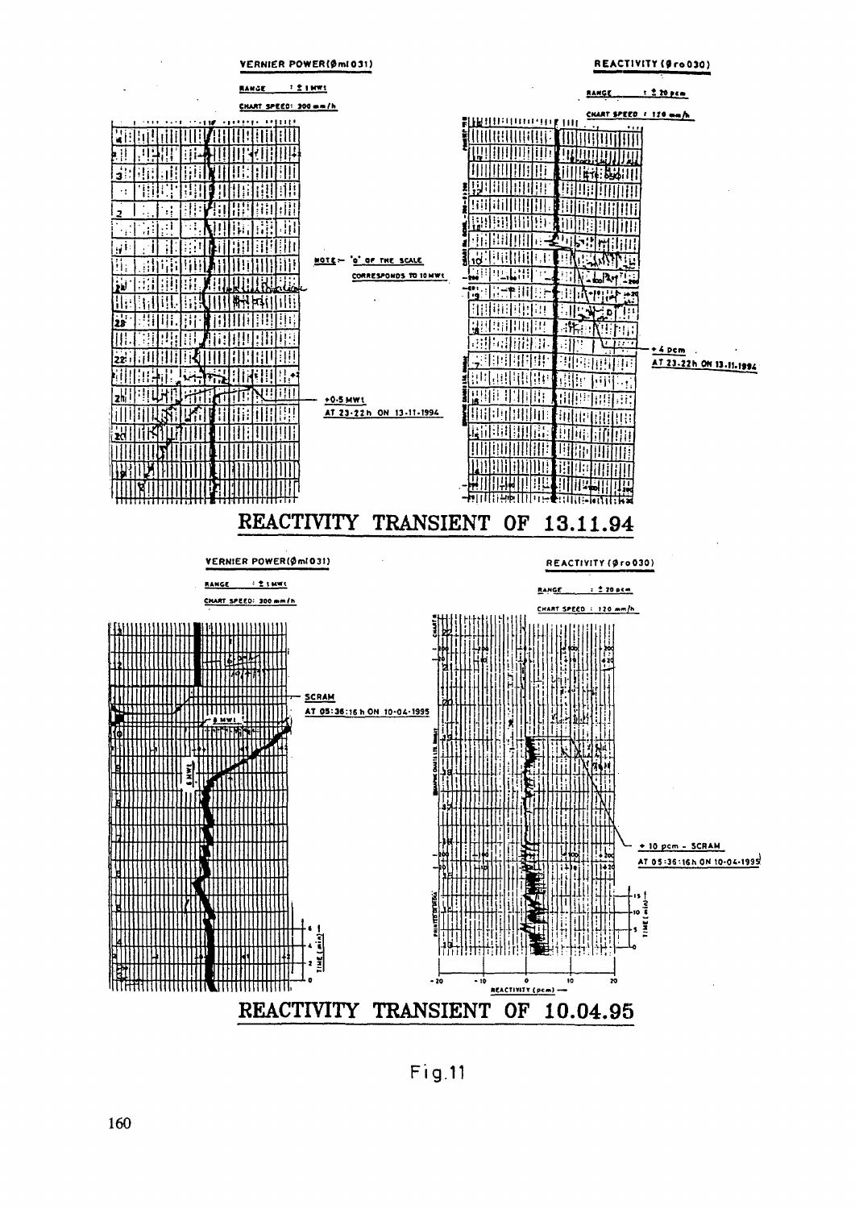VERNIER POWER(ϕml031)

RANGE : ± 1 MWt

CHART SPEED: 300 mm/h

NOTE:- '0' OF THE SCALE CORRESPONDS TO 10 MWt

+0.5 MWt
AT 23-22h ON 13-11-1994

REACTIVITY (ϕro030)

RANGE : ± 20 pcm

CHART SPEED : 120 mm/h

+4 pcm
AT 23-22h ON 13-11-1994

## REACTIVITY TRANSIENT OF 13.11.94

VERNIER POWER(ϕml031)

RANGE : ± 1 MWt

CHART SPEED: 300 mm/h

SCRAM
AT 05:36:16 h ON 10-04-1995

8 MWt

6 MWt

TIME (min)

REACTIVITY (ϕro030)

RANGE : ± 20 pcm

CHART SPEED : 120 mm/h

+10 pcm - SCRAM
AT 05:36:16h ON 10-04-1995

TIME (min)

REACTIVITY (pcm)

## REACTIVITY TRANSIENT OF 10.04.95

Fig.11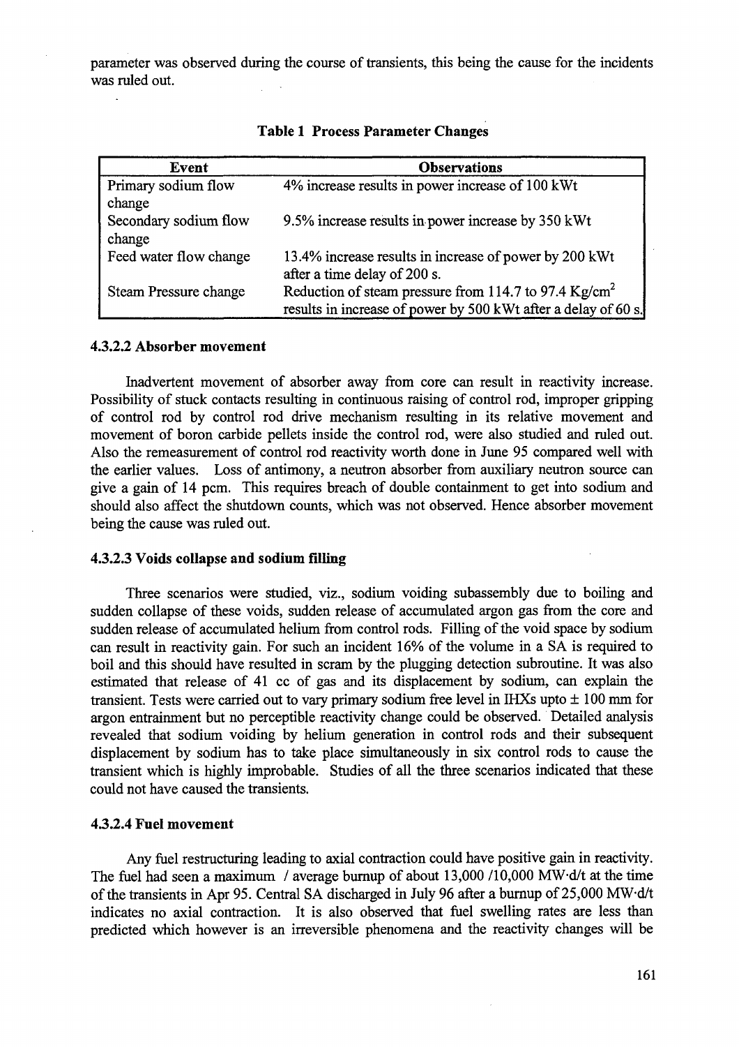parameter was observed during the course of transients, this being the cause for the incidents was ruled out.

**Table 1 Process Parameter Changes**

| Event | Observations |
|---|---|
| Primary sodium flow change | 4% increase results in power increase of 100 kWt |
| Secondary sodium flow change | 9.5% increase results in power increase by 350 kWt |
| Feed water flow change | 13.4% increase results in increase of power by 200 kWt after a time delay of 200 s. |
| Steam Pressure change | Reduction of steam pressure from 114.7 to 97.4 Kg/cm$^2$ results in increase of power by 500 kWt after a delay of 60 s. |

#### 4.3.2.2 Absorber movement

Inadvertent movement of absorber away from core can result in reactivity increase. Possibility of stuck contacts resulting in continuous raising of control rod, improper gripping of control rod by control rod drive mechanism resulting in its relative movement and movement of boron carbide pellets inside the control rod, were also studied and ruled out. Also the remeasurement of control rod reactivity worth done in June 95 compared well with the earlier values. Loss of antimony, a neutron absorber from auxiliary neutron source can give a gain of 14 pcm. This requires breach of double containment to get into sodium and should also affect the shutdown counts, which was not observed. Hence absorber movement being the cause was ruled out.

#### 4.3.2.3 Voids collapse and sodium filling

Three scenarios were studied, viz., sodium voiding subassembly due to boiling and sudden collapse of these voids, sudden release of accumulated argon gas from the core and sudden release of accumulated helium from control rods. Filling of the void space by sodium can result in reactivity gain. For such an incident 16% of the volume in a SA is required to boil and this should have resulted in scram by the plugging detection subroutine. It was also estimated that release of 41 cc of gas and its displacement by sodium, can explain the transient. Tests were carried out to vary primary sodium free level in IHXs upto ± 100 mm for argon entrainment but no perceptible reactivity change could be observed. Detailed analysis revealed that sodium voiding by helium generation in control rods and their subsequent displacement by sodium has to take place simultaneously in six control rods to cause the transient which is highly improbable. Studies of all the three scenarios indicated that these could not have caused the transients.

#### 4.3.2.4 Fuel movement

Any fuel restructuring leading to axial contraction could have positive gain in reactivity. The fuel had seen a maximum / average burnup of about 13,000 /10,000 MW·d/t at the time of the transients in Apr 95. Central SA discharged in July 96 after a burnup of 25,000 MW·d/t indicates no axial contraction. It is also observed that fuel swelling rates are less than predicted which however is an irreversible phenomena and the reactivity changes will be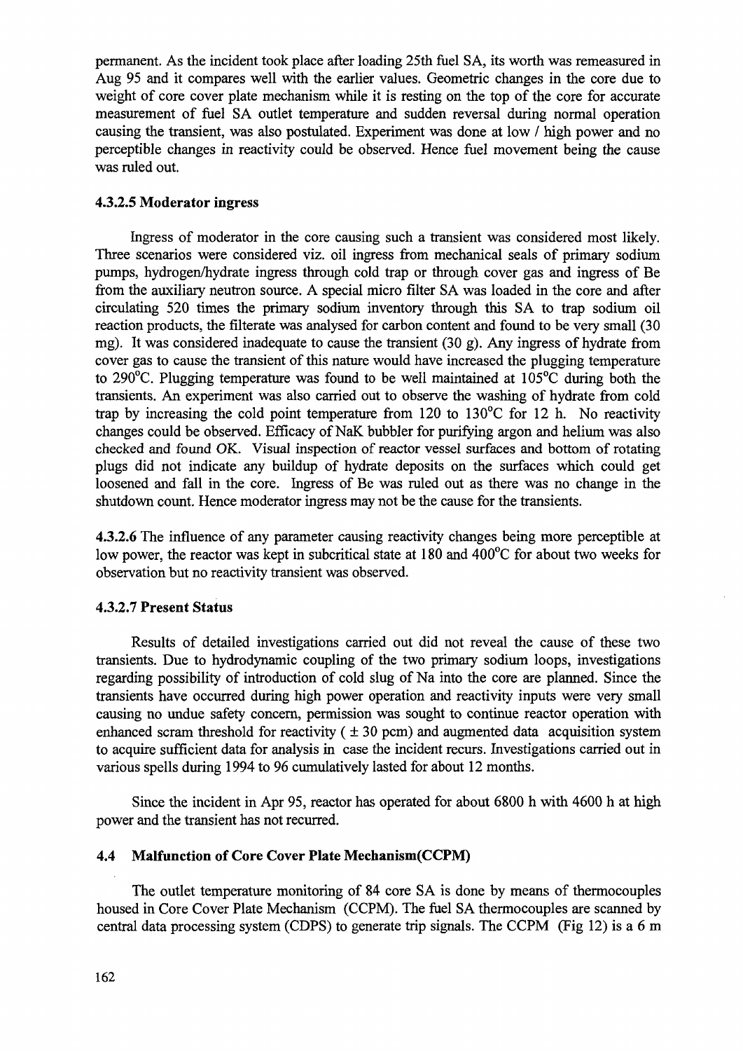permanent. As the incident took place after loading 25th fuel SA, its worth was remeasured in Aug 95 and it compares well with the earlier values. Geometric changes in the core due to weight of core cover plate mechanism while it is resting on the top of the core for accurate measurement of fuel SA outlet temperature and sudden reversal during normal operation causing the transient, was also postulated. Experiment was done at low / high power and no perceptible changes in reactivity could be observed. Hence fuel movement being the cause was ruled out.

#### 4.3.2.5 Moderator ingress

Ingress of moderator in the core causing such a transient was considered most likely. Three scenarios were considered viz. oil ingress from mechanical seals of primary sodium pumps, hydrogen/hydrate ingress through cold trap or through cover gas and ingress of Be from the auxiliary neutron source. A special micro filter SA was loaded in the core and after circulating 520 times the primary sodium inventory through this SA to trap sodium oil reaction products, the filterate was analysed for carbon content and found to be very small (30 mg). It was considered inadequate to cause the transient (30 g). Any ingress of hydrate from cover gas to cause the transient of this nature would have increased the plugging temperature to 290°C. Plugging temperature was found to be well maintained at 105°C during both the transients. An experiment was also carried out to observe the washing of hydrate from cold trap by increasing the cold point temperature from 120 to 130°C for 12 h. No reactivity changes could be observed. Efficacy of NaK bubbler for purifying argon and helium was also checked and found OK. Visual inspection of reactor vessel surfaces and bottom of rotating plugs did not indicate any buildup of hydrate deposits on the surfaces which could get loosened and fall in the core. Ingress of Be was ruled out as there was no change in the shutdown count. Hence moderator ingress may not be the cause for the transients.

**4.3.2.6** The influence of any parameter causing reactivity changes being more perceptible at low power, the reactor was kept in subcritical state at 180 and 400°C for about two weeks for observation but no reactivity transient was observed.

#### 4.3.2.7 Present Status

Results of detailed investigations carried out did not reveal the cause of these two transients. Due to hydrodynamic coupling of the two primary sodium loops, investigations regarding possibility of introduction of cold slug of Na into the core are planned. Since the transients have occurred during high power operation and reactivity inputs were very small causing no undue safety concern, permission was sought to continue reactor operation with enhanced scram threshold for reactivity ( ± 30 pcm) and augmented data acquisition system to acquire sufficient data for analysis in case the incident recurs. Investigations carried out in various spells during 1994 to 96 cumulatively lasted for about 12 months.

Since the incident in Apr 95, reactor has operated for about 6800 h with 4600 h at high power and the transient has not recurred.

### 4.4 Malfunction of Core Cover Plate Mechanism(CCPM)

The outlet temperature monitoring of 84 core SA is done by means of thermocouples housed in Core Cover Plate Mechanism (CCPM). The fuel SA thermocouples are scanned by central data processing system (CDPS) to generate trip signals. The CCPM (Fig 12) is a 6 m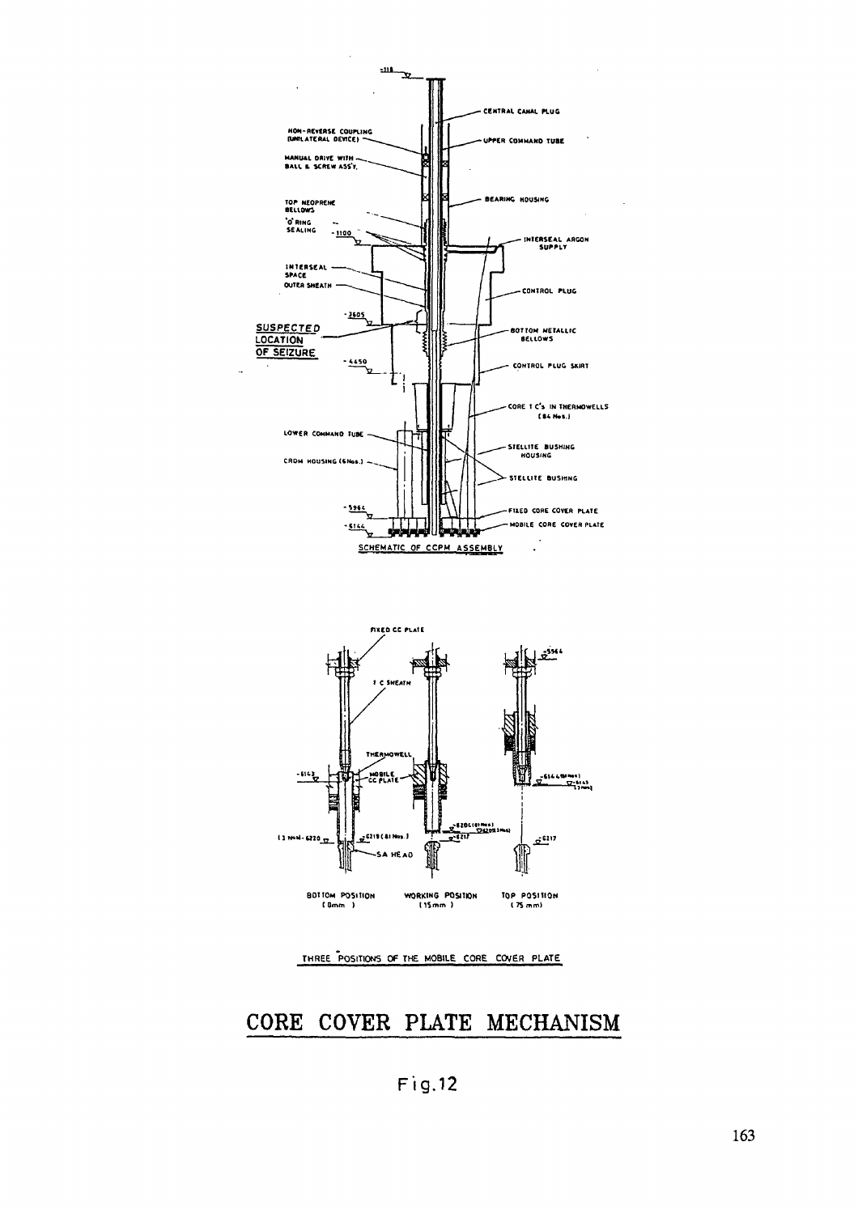SCHEMATIC OF CCPM ASSEMBLY

THREE POSITIONS OF THE MOBILE CORE COVER PLATE

# CORE COVER PLATE MECHANISM

Fig.12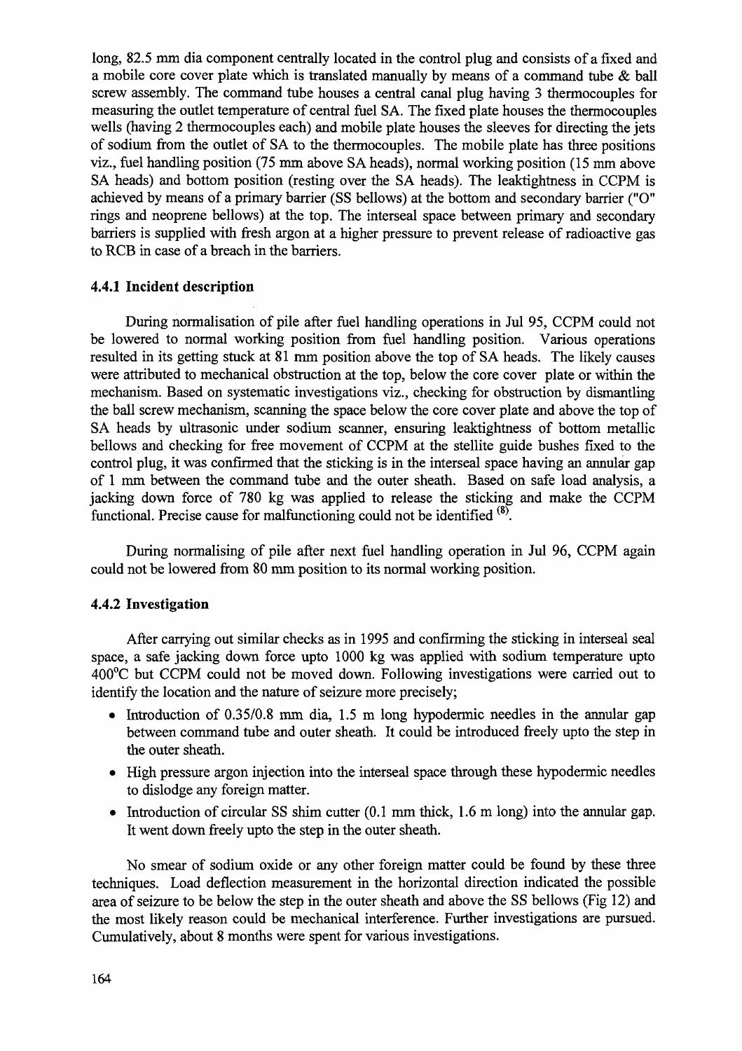long, 82.5 mm dia component centrally located in the control plug and consists of a fixed and a mobile core cover plate which is translated manually by means of a command tube & ball screw assembly. The command tube houses a central canal plug having 3 thermocouples for measuring the outlet temperature of central fuel SA. The fixed plate houses the thermocouples wells (having 2 thermocouples each) and mobile plate houses the sleeves for directing the jets of sodium from the outlet of SA to the thermocouples. The mobile plate has three positions viz., fuel handling position (75 mm above SA heads), normal working position (15 mm above SA heads) and bottom position (resting over the SA heads). The leaktightness in CCPM is achieved by means of a primary barrier (SS bellows) at the bottom and secondary barrier ("O" rings and neoprene bellows) at the top. The interseal space between primary and secondary barriers is supplied with fresh argon at a higher pressure to prevent release of radioactive gas to RCB in case of a breach in the barriers.

### 4.4.1 Incident description

During normalisation of pile after fuel handling operations in Jul 95, CCPM could not be lowered to normal working position from fuel handling position. Various operations resulted in its getting stuck at 81 mm position above the top of SA heads. The likely causes were attributed to mechanical obstruction at the top, below the core cover plate or within the mechanism. Based on systematic investigations viz., checking for obstruction by dismantling the ball screw mechanism, scanning the space below the core cover plate and above the top of SA heads by ultrasonic under sodium scanner, ensuring leaktightness of bottom metallic bellows and checking for free movement of CCPM at the stellite guide bushes fixed to the control plug, it was confirmed that the sticking is in the interseal space having an annular gap of 1 mm between the command tube and the outer sheath. Based on safe load analysis, a jacking down force of 780 kg was applied to release the sticking and make the CCPM functional. Precise cause for malfunctioning could not be identified [8].

During normalising of pile after next fuel handling operation in Jul 96, CCPM again could not be lowered from 80 mm position to its normal working position.

### 4.4.2 Investigation

After carrying out similar checks as in 1995 and confirming the sticking in interseal seal space, a safe jacking down force upto 1000 kg was applied with sodium temperature upto 400°C but CCPM could not be moved down. Following investigations were carried out to identify the location and the nature of seizure more precisely;

- Introduction of 0.35/0.8 mm dia, 1.5 m long hypodermic needles in the annular gap between command tube and outer sheath. It could be introduced freely upto the step in the outer sheath.
- High pressure argon injection into the interseal space through these hypodermic needles to dislodge any foreign matter.
- Introduction of circular SS shim cutter (0.1 mm thick, 1.6 m long) into the annular gap. It went down freely upto the step in the outer sheath.

No smear of sodium oxide or any other foreign matter could be found by these three techniques. Load deflection measurement in the horizontal direction indicated the possible area of seizure to be below the step in the outer sheath and above the SS bellows (Fig 12) and the most likely reason could be mechanical interference. Further investigations are pursued. Cumulatively, about 8 months were spent for various investigations.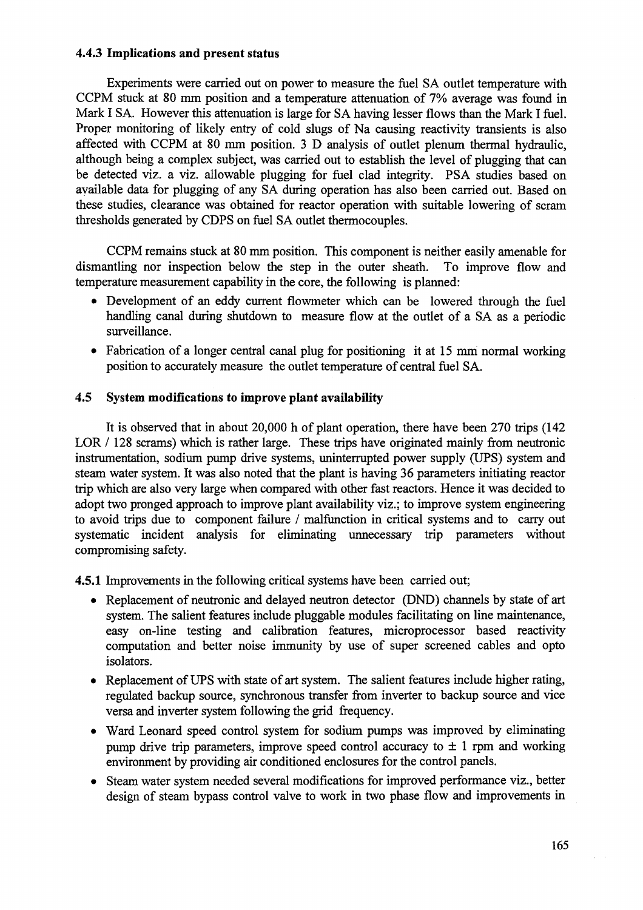### 4.4.3 Implications and present status

Experiments were carried out on power to measure the fuel SA outlet temperature with CCPM stuck at 80 mm position and a temperature attenuation of 7% average was found in Mark I SA. However this attenuation is large for SA having lesser flows than the Mark I fuel. Proper monitoring of likely entry of cold slugs of Na causing reactivity transients is also affected with CCPM at 80 mm position. 3 D analysis of outlet plenum thermal hydraulic, although being a complex subject, was carried out to establish the level of plugging that can be detected viz. a viz. allowable plugging for fuel clad integrity. PSA studies based on available data for plugging of any SA during operation has also been carried out. Based on these studies, clearance was obtained for reactor operation with suitable lowering of scram thresholds generated by CDPS on fuel SA outlet thermocouples.

CCPM remains stuck at 80 mm position. This component is neither easily amenable for dismantling nor inspection below the step in the outer sheath. To improve flow and temperature measurement capability in the core, the following is planned:

- Development of an eddy current flowmeter which can be lowered through the fuel handling canal during shutdown to measure flow at the outlet of a SA as a periodic surveillance.
- Fabrication of a longer central canal plug for positioning it at 15 mm normal working position to accurately measure the outlet temperature of central fuel SA.

## 4.5 System modifications to improve plant availability

It is observed that in about 20,000 h of plant operation, there have been 270 trips (142 LOR / 128 scrams) which is rather large. These trips have originated mainly from neutronic instrumentation, sodium pump drive systems, uninterrupted power supply (UPS) system and steam water system. It was also noted that the plant is having 36 parameters initiating reactor trip which are also very large when compared with other fast reactors. Hence it was decided to adopt two pronged approach to improve plant availability viz.; to improve system engineering to avoid trips due to component failure / malfunction in critical systems and to carry out systematic incident analysis for eliminating unnecessary trip parameters without compromising safety.

**4.5.1** Improvements in the following critical systems have been carried out;

- Replacement of neutronic and delayed neutron detector (DND) channels by state of art system. The salient features include pluggable modules facilitating on line maintenance, easy on-line testing and calibration features, microprocessor based reactivity computation and better noise immunity by use of super screened cables and opto isolators.
- Replacement of UPS with state of art system. The salient features include higher rating, regulated backup source, synchronous transfer from inverter to backup source and vice versa and inverter system following the grid frequency.
- Ward Leonard speed control system for sodium pumps was improved by eliminating pump drive trip parameters, improve speed control accuracy to $\pm$ 1 rpm and working environment by providing air conditioned enclosures for the control panels.
- Steam water system needed several modifications for improved performance viz., better design of steam bypass control valve to work in two phase flow and improvements in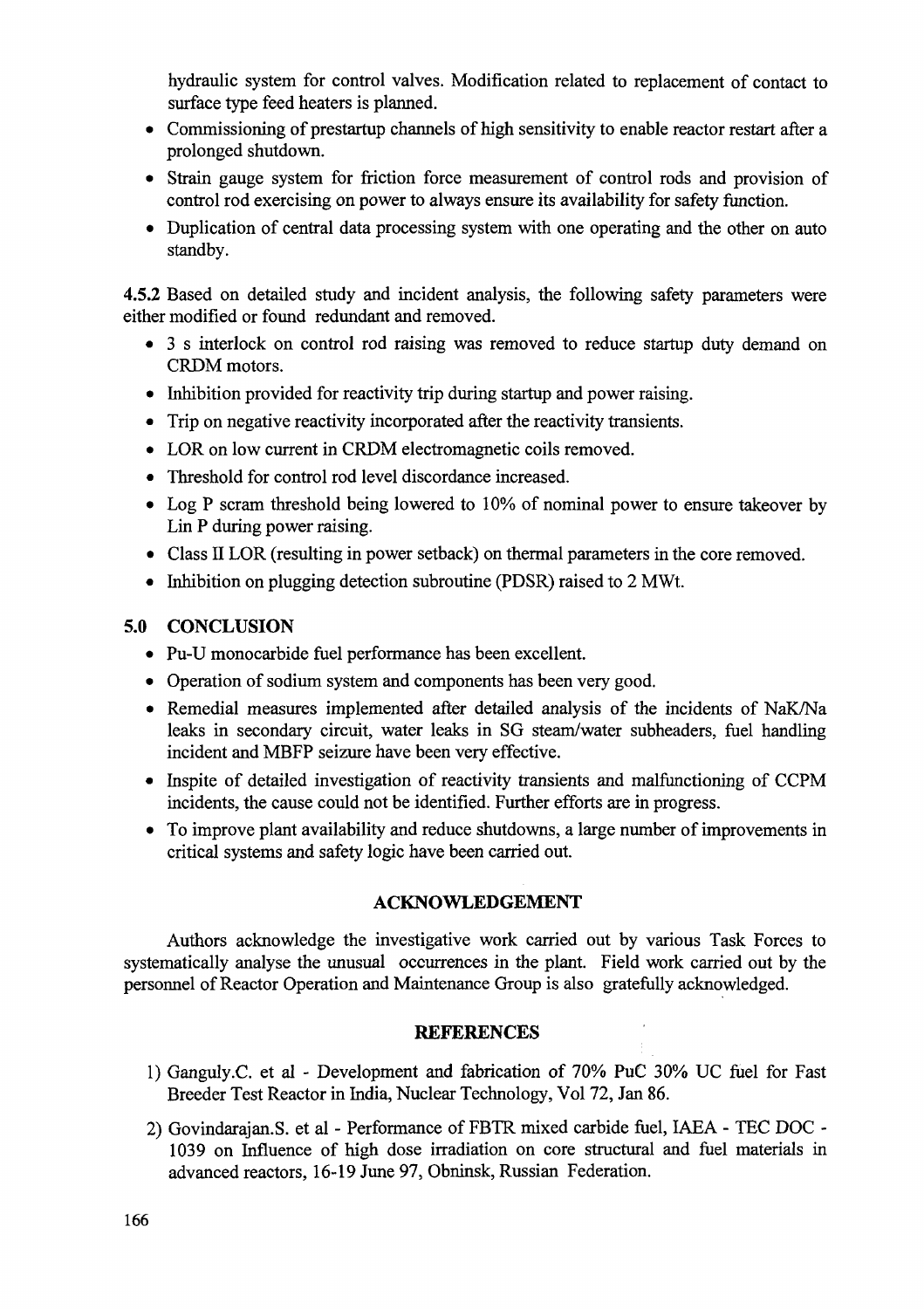hydraulic system for control valves. Modification related to replacement of contact to surface type feed heaters is planned.

- Commissioning of prestartup channels of high sensitivity to enable reactor restart after a prolonged shutdown.
- Strain gauge system for friction force measurement of control rods and provision of control rod exercising on power to always ensure its availability for safety function.
- Duplication of central data processing system with one operating and the other on auto standby.

**4.5.2** Based on detailed study and incident analysis, the following safety parameters were either modified or found redundant and removed.

- 3 s interlock on control rod raising was removed to reduce startup duty demand on CRDM motors.
- Inhibition provided for reactivity trip during startup and power raising.
- Trip on negative reactivity incorporated after the reactivity transients.
- LOR on low current in CRDM electromagnetic coils removed.
- Threshold for control rod level discordance increased.
- Log P scram threshold being lowered to 10% of nominal power to ensure takeover by Lin P during power raising.
- Class II LOR (resulting in power setback) on thermal parameters in the core removed.
- Inhibition on plugging detection subroutine (PDSR) raised to 2 MWt.

## 5.0 CONCLUSION

- Pu-U monocarbide fuel performance has been excellent.
- Operation of sodium system and components has been very good.
- Remedial measures implemented after detailed analysis of the incidents of NaK/Na leaks in secondary circuit, water leaks in SG steam/water subheaders, fuel handling incident and MBFP seizure have been very effective.
- Inspite of detailed investigation of reactivity transients and malfunctioning of CCPM incidents, the cause could not be identified. Further efforts are in progress.
- To improve plant availability and reduce shutdowns, a large number of improvements in critical systems and safety logic have been carried out.

## ACKNOWLEDGEMENT

Authors acknowledge the investigative work carried out by various Task Forces to systematically analyse the unusual occurrences in the plant. Field work carried out by the personnel of Reactor Operation and Maintenance Group is also gratefully acknowledged.

## REFERENCES

1) Ganguly.C. et al - Development and fabrication of 70% PuC 30% UC fuel for Fast Breeder Test Reactor in India, Nuclear Technology, Vol 72, Jan 86.
2) Govindarajan.S. et al - Performance of FBTR mixed carbide fuel, IAEA - TEC DOC - 1039 on Influence of high dose irradiation on core structural and fuel materials in advanced reactors, 16-19 June 97, Obninsk, Russian Federation.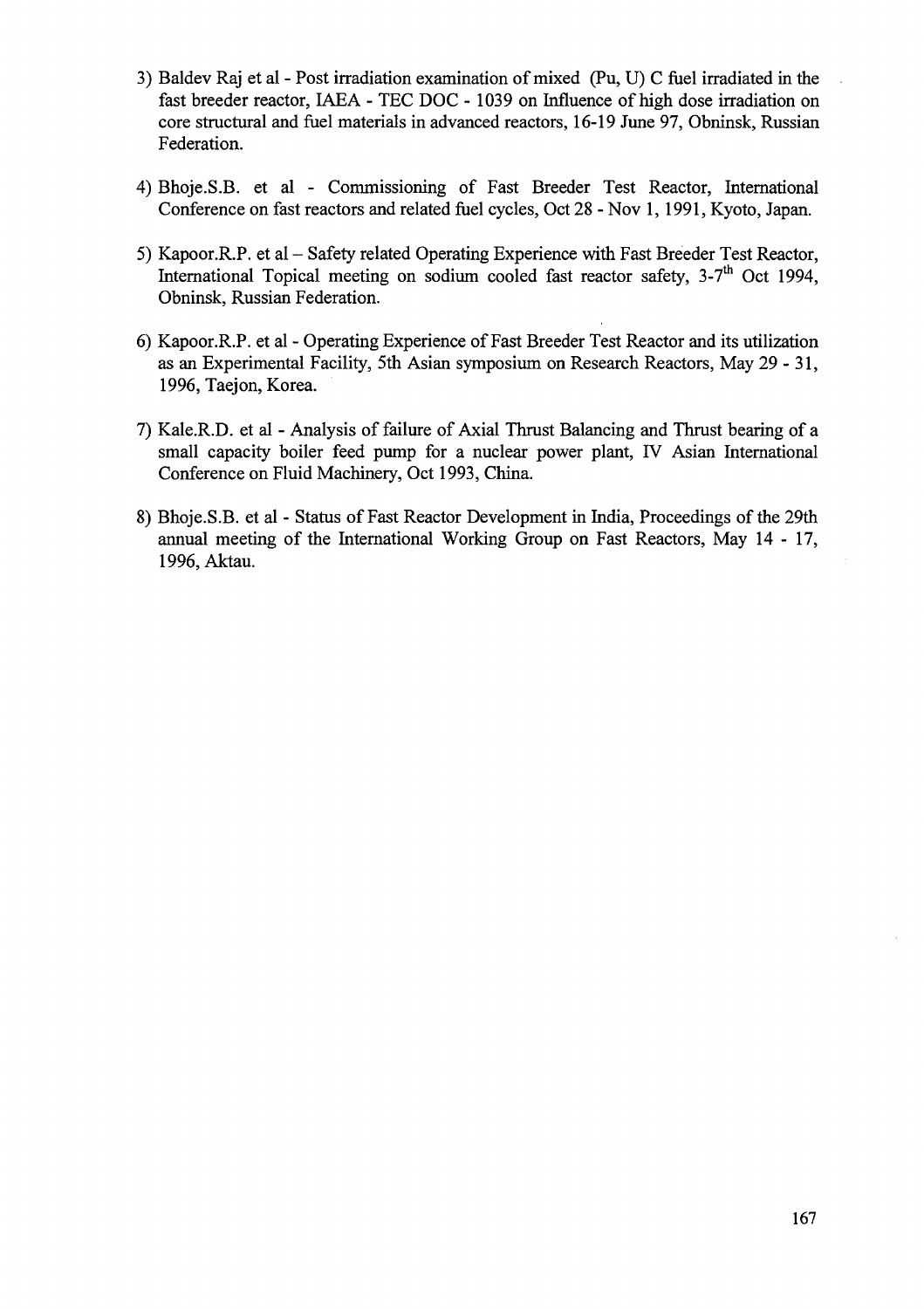3) Baldev Raj et al - Post irradiation examination of mixed (Pu, U) C fuel irradiated in the fast breeder reactor, IAEA - TEC DOC - 1039 on Influence of high dose irradiation on core structural and fuel materials in advanced reactors, 16-19 June 97, Obninsk, Russian Federation.

4) Bhoje.S.B. et al - Commissioning of Fast Breeder Test Reactor, International Conference on fast reactors and related fuel cycles, Oct 28 - Nov 1, 1991, Kyoto, Japan.

5) Kapoor.R.P. et al – Safety related Operating Experience with Fast Breeder Test Reactor, International Topical meeting on sodium cooled fast reactor safety, 3-7th Oct 1994, Obninsk, Russian Federation.

6) Kapoor.R.P. et al - Operating Experience of Fast Breeder Test Reactor and its utilization as an Experimental Facility, 5th Asian symposium on Research Reactors, May 29 - 31, 1996, Taejon, Korea.

7) Kale.R.D. et al - Analysis of failure of Axial Thrust Balancing and Thrust bearing of a small capacity boiler feed pump for a nuclear power plant, IV Asian International Conference on Fluid Machinery, Oct 1993, China.

8) Bhoje.S.B. et al - Status of Fast Reactor Development in India, Proceedings of the 29th annual meeting of the International Working Group on Fast Reactors, May 14 - 17, 1996, Aktau.